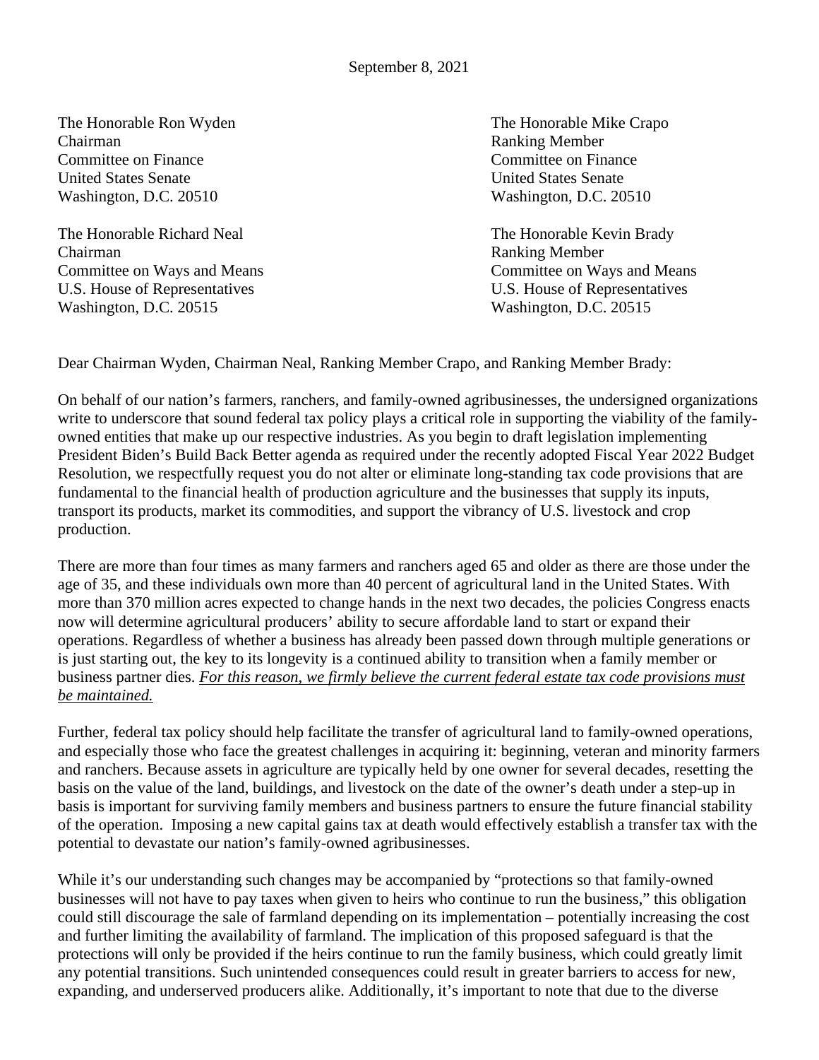September 8, 2021

The Honorable Ron Wyden
Chairman
Committee on Finance
United States Senate
Washington, D.C. 20510

The Honorable Mike Crapo
Ranking Member
Committee on Finance
United States Senate
Washington, D.C. 20510

The Honorable Richard Neal
Chairman
Committee on Ways and Means
U.S. House of Representatives
Washington, D.C. 20515

The Honorable Kevin Brady
Ranking Member
Committee on Ways and Means
U.S. House of Representatives
Washington, D.C. 20515

Dear Chairman Wyden, Chairman Neal, Ranking Member Crapo, and Ranking Member Brady:

On behalf of our nation's farmers, ranchers, and family-owned agribusinesses, the undersigned organizations write to underscore that sound federal tax policy plays a critical role in supporting the viability of the family-owned entities that make up our respective industries. As you begin to draft legislation implementing President Biden's Build Back Better agenda as required under the recently adopted Fiscal Year 2022 Budget Resolution, we respectfully request you do not alter or eliminate long-standing tax code provisions that are fundamental to the financial health of production agriculture and the businesses that supply its inputs, transport its products, market its commodities, and support the vibrancy of U.S. livestock and crop production.

There are more than four times as many farmers and ranchers aged 65 and older as there are those under the age of 35, and these individuals own more than 40 percent of agricultural land in the United States. With more than 370 million acres expected to change hands in the next two decades, the policies Congress enacts now will determine agricultural producers' ability to secure affordable land to start or expand their operations. Regardless of whether a business has already been passed down through multiple generations or is just starting out, the key to its longevity is a continued ability to transition when a family member or business partner dies. *For this reason, we firmly believe the current federal estate tax code provisions must be maintained.*

Further, federal tax policy should help facilitate the transfer of agricultural land to family-owned operations, and especially those who face the greatest challenges in acquiring it: beginning, veteran and minority farmers and ranchers. Because assets in agriculture are typically held by one owner for several decades, resetting the basis on the value of the land, buildings, and livestock on the date of the owner's death under a step-up in basis is important for surviving family members and business partners to ensure the future financial stability of the operation. Imposing a new capital gains tax at death would effectively establish a transfer tax with the potential to devastate our nation's family-owned agribusinesses.

While it's our understanding such changes may be accompanied by "protections so that family-owned businesses will not have to pay taxes when given to heirs who continue to run the business," this obligation could still discourage the sale of farmland depending on its implementation – potentially increasing the cost and further limiting the availability of farmland. The implication of this proposed safeguard is that the protections will only be provided if the heirs continue to run the family business, which could greatly limit any potential transitions. Such unintended consequences could result in greater barriers to access for new, expanding, and underserved producers alike. Additionally, it's important to note that due to the diverse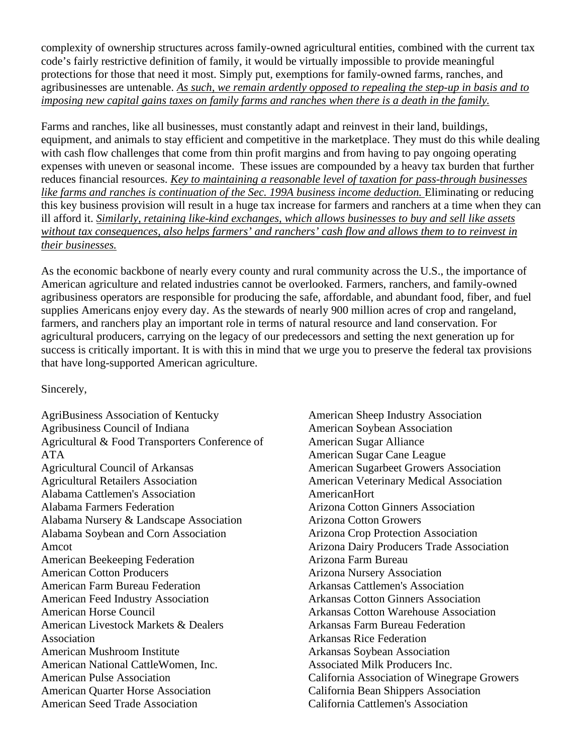complexity of ownership structures across family-owned agricultural entities, combined with the current tax code's fairly restrictive definition of family, it would be virtually impossible to provide meaningful protections for those that need it most. Simply put, exemptions for family-owned farms, ranches, and agribusinesses are untenable. <u>*As such, we remain ardently opposed to repealing the step-up in basis and to imposing new capital gains taxes on family farms and ranches when there is a death in the family.*</u>

Farms and ranches, like all businesses, must constantly adapt and reinvest in their land, buildings, equipment, and animals to stay efficient and competitive in the marketplace. They must do this while dealing with cash flow challenges that come from thin profit margins and from having to pay ongoing operating expenses with uneven or seasonal income. These issues are compounded by a heavy tax burden that further reduces financial resources. <u>*Key to maintaining a reasonable level of taxation for pass-through businesses like farms and ranches is continuation of the Sec. 199A business income deduction.*</u> Eliminating or reducing this key business provision will result in a huge tax increase for farmers and ranchers at a time when they can ill afford it. <u>*Similarly, retaining like-kind exchanges, which allows businesses to buy and sell like assets without tax consequences, also helps farmers' and ranchers' cash flow and allows them to to reinvest in their businesses.*</u>

As the economic backbone of nearly every county and rural community across the U.S., the importance of American agriculture and related industries cannot be overlooked. Farmers, ranchers, and family-owned agribusiness operators are responsible for producing the safe, affordable, and abundant food, fiber, and fuel supplies Americans enjoy every day. As the stewards of nearly 900 million acres of crop and rangeland, farmers, and ranchers play an important role in terms of natural resource and land conservation. For agricultural producers, carrying on the legacy of our predecessors and setting the next generation up for success is critically important. It is with this in mind that we urge you to preserve the federal tax provisions that have long-supported American agriculture.

Sincerely,

AgriBusiness Association of Kentucky
Agribusiness Council of Indiana
Agricultural & Food Transporters Conference of ATA
Agricultural Council of Arkansas
Agricultural Retailers Association
Alabama Cattlemen's Association
Alabama Farmers Federation
Alabama Nursery & Landscape Association
Alabama Soybean and Corn Association
Amcot
American Beekeeping Federation
American Cotton Producers
American Farm Bureau Federation
American Feed Industry Association
American Horse Council
American Livestock Markets & Dealers Association
American Mushroom Institute
American National CattleWomen, Inc.
American Pulse Association
American Quarter Horse Association
American Seed Trade Association
American Sheep Industry Association
American Soybean Association
American Sugar Alliance
American Sugar Cane League
American Sugarbeet Growers Association
American Veterinary Medical Association
AmericanHort
Arizona Cotton Ginners Association
Arizona Cotton Growers
Arizona Crop Protection Association
Arizona Dairy Producers Trade Association
Arizona Farm Bureau
Arizona Nursery Association
Arkansas Cattlemen's Association
Arkansas Cotton Ginners Association
Arkansas Cotton Warehouse Association
Arkansas Farm Bureau Federation
Arkansas Rice Federation
Arkansas Soybean Association
Associated Milk Producers Inc.
California Association of Winegrape Growers
California Bean Shippers Association
California Cattlemen's Association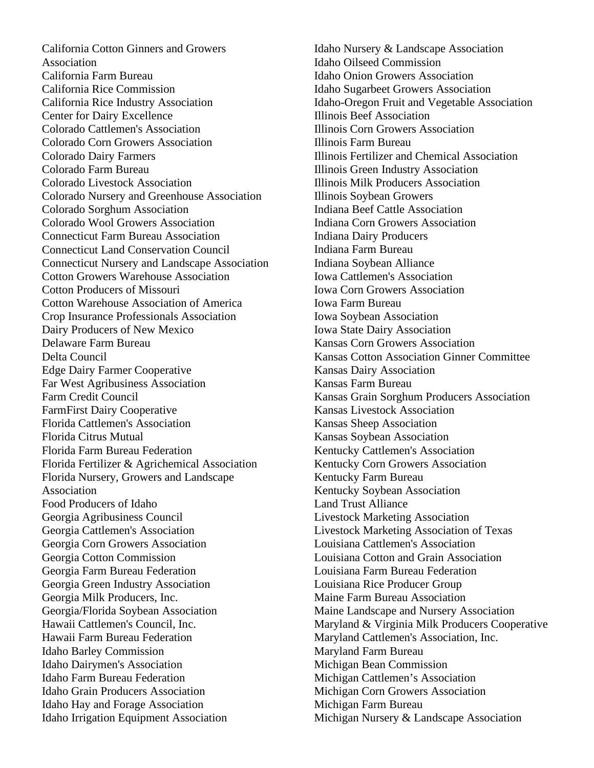California Cotton Ginners and Growers Association
California Farm Bureau
California Rice Commission
California Rice Industry Association
Center for Dairy Excellence
Colorado Cattlemen's Association
Colorado Corn Growers Association
Colorado Dairy Farmers
Colorado Farm Bureau
Colorado Livestock Association
Colorado Nursery and Greenhouse Association
Colorado Sorghum Association
Colorado Wool Growers Association
Connecticut Farm Bureau Association
Connecticut Land Conservation Council
Connecticut Nursery and Landscape Association
Cotton Growers Warehouse Association
Cotton Producers of Missouri
Cotton Warehouse Association of America
Crop Insurance Professionals Association
Dairy Producers of New Mexico
Delaware Farm Bureau
Delta Council
Edge Dairy Farmer Cooperative
Far West Agribusiness Association
Farm Credit Council
FarmFirst Dairy Cooperative
Florida Cattlemen's Association
Florida Citrus Mutual
Florida Farm Bureau Federation
Florida Fertilizer & Agrichemical Association
Florida Nursery, Growers and Landscape Association
Food Producers of Idaho
Georgia Agribusiness Council
Georgia Cattlemen's Association
Georgia Corn Growers Association
Georgia Cotton Commission
Georgia Farm Bureau Federation
Georgia Green Industry Association
Georgia Milk Producers, Inc.
Georgia/Florida Soybean Association
Hawaii Cattlemen's Council, Inc.
Hawaii Farm Bureau Federation
Idaho Barley Commission
Idaho Dairymen's Association
Idaho Farm Bureau Federation
Idaho Grain Producers Association
Idaho Hay and Forage Association
Idaho Irrigation Equipment Association
Idaho Nursery & Landscape Association
Idaho Oilseed Commission
Idaho Onion Growers Association
Idaho Sugarbeet Growers Association
Idaho-Oregon Fruit and Vegetable Association
Illinois Beef Association
Illinois Corn Growers Association
Illinois Farm Bureau
Illinois Fertilizer and Chemical Association
Illinois Green Industry Association
Illinois Milk Producers Association
Illinois Soybean Growers
Indiana Beef Cattle Association
Indiana Corn Growers Association
Indiana Dairy Producers
Indiana Farm Bureau
Indiana Soybean Alliance
Iowa Cattlemen's Association
Iowa Corn Growers Association
Iowa Farm Bureau
Iowa Soybean Association
Iowa State Dairy Association
Kansas Corn Growers Association
Kansas Cotton Association Ginner Committee
Kansas Dairy Association
Kansas Farm Bureau
Kansas Grain Sorghum Producers Association
Kansas Livestock Association
Kansas Sheep Association
Kansas Soybean Association
Kentucky Cattlemen's Association
Kentucky Corn Growers Association
Kentucky Farm Bureau
Kentucky Soybean Association
Land Trust Alliance
Livestock Marketing Association
Livestock Marketing Association of Texas
Louisiana Cattlemen's Association
Louisiana Cotton and Grain Association
Louisiana Farm Bureau Federation
Louisiana Rice Producer Group
Maine Farm Bureau Association
Maine Landscape and Nursery Association
Maryland & Virginia Milk Producers Cooperative
Maryland Cattlemen's Association, Inc.
Maryland Farm Bureau
Michigan Bean Commission
Michigan Cattlemen’s Association
Michigan Corn Growers Association
Michigan Farm Bureau
Michigan Nursery & Landscape Association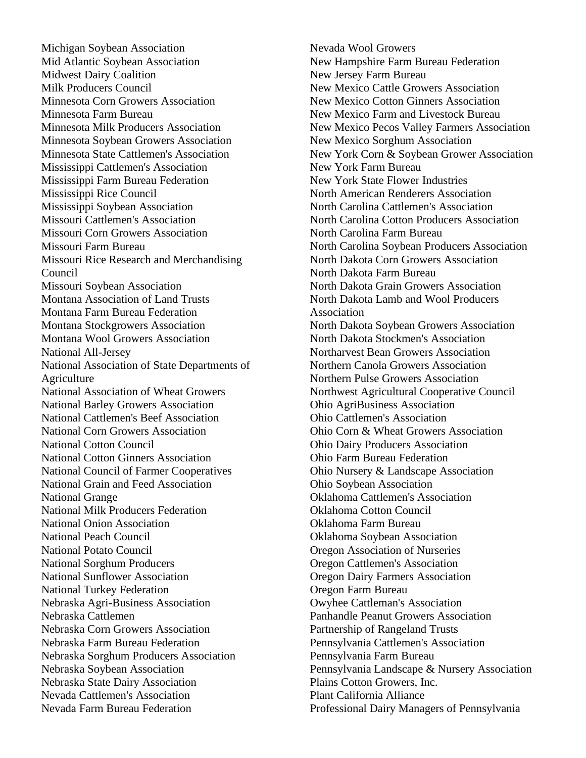Michigan Soybean Association
Mid Atlantic Soybean Association
Midwest Dairy Coalition
Milk Producers Council
Minnesota Corn Growers Association
Minnesota Farm Bureau
Minnesota Milk Producers Association
Minnesota Soybean Growers Association
Minnesota State Cattlemen's Association
Mississippi Cattlemen's Association
Mississippi Farm Bureau Federation
Mississippi Rice Council
Mississippi Soybean Association
Missouri Cattlemen's Association
Missouri Corn Growers Association
Missouri Farm Bureau
Missouri Rice Research and Merchandising Council
Missouri Soybean Association
Montana Association of Land Trusts
Montana Farm Bureau Federation
Montana Stockgrowers Association
Montana Wool Growers Association
National All-Jersey
National Association of State Departments of Agriculture
National Association of Wheat Growers
National Barley Growers Association
National Cattlemen's Beef Association
National Corn Growers Association
National Cotton Council
National Cotton Ginners Association
National Council of Farmer Cooperatives
National Grain and Feed Association
National Grange
National Milk Producers Federation
National Onion Association
National Peach Council
National Potato Council
National Sorghum Producers
National Sunflower Association
National Turkey Federation
Nebraska Agri-Business Association
Nebraska Cattlemen
Nebraska Corn Growers Association
Nebraska Farm Bureau Federation
Nebraska Sorghum Producers Association
Nebraska Soybean Association
Nebraska State Dairy Association
Nevada Cattlemen's Association
Nevada Farm Bureau Federation
Nevada Wool Growers
New Hampshire Farm Bureau Federation
New Jersey Farm Bureau
New Mexico Cattle Growers Association
New Mexico Cotton Ginners Association
New Mexico Farm and Livestock Bureau
New Mexico Pecos Valley Farmers Association
New Mexico Sorghum Association
New York Corn & Soybean Grower Association
New York Farm Bureau
New York State Flower Industries
North American Renderers Association
North Carolina Cattlemen's Association
North Carolina Cotton Producers Association
North Carolina Farm Bureau
North Carolina Soybean Producers Association
North Dakota Corn Growers Association
North Dakota Farm Bureau
North Dakota Grain Growers Association
North Dakota Lamb and Wool Producers Association
North Dakota Soybean Growers Association
North Dakota Stockmen's Association
Northarvest Bean Growers Association
Northern Canola Growers Association
Northern Pulse Growers Association
Northwest Agricultural Cooperative Council
Ohio AgriBusiness Association
Ohio Cattlemen's Association
Ohio Corn & Wheat Growers Association
Ohio Dairy Producers Association
Ohio Farm Bureau Federation
Ohio Nursery & Landscape Association
Ohio Soybean Association
Oklahoma Cattlemen's Association
Oklahoma Cotton Council
Oklahoma Farm Bureau
Oklahoma Soybean Association
Oregon Association of Nurseries
Oregon Cattlemen's Association
Oregon Dairy Farmers Association
Oregon Farm Bureau
Owyhee Cattleman's Association
Panhandle Peanut Growers Association
Partnership of Rangeland Trusts
Pennsylvania Cattlemen's Association
Pennsylvania Farm Bureau
Pennsylvania Landscape & Nursery Association
Plains Cotton Growers, Inc.
Plant California Alliance
Professional Dairy Managers of Pennsylvania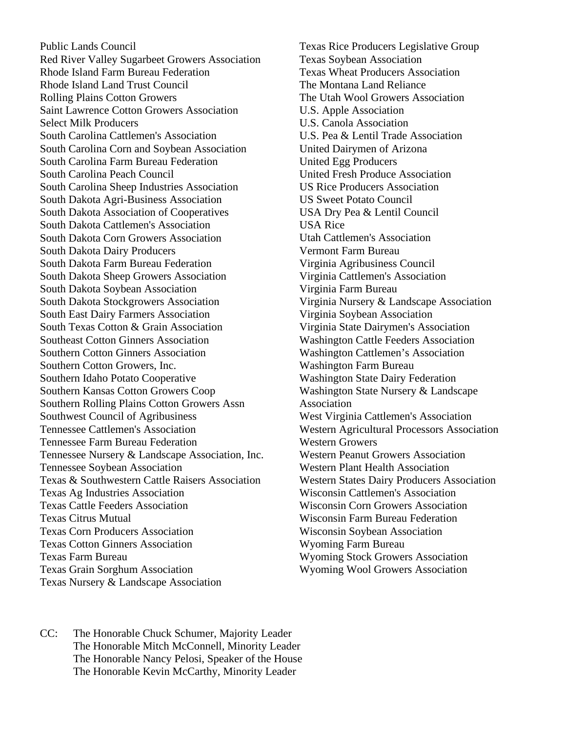Public Lands Council
Red River Valley Sugarbeet Growers Association
Rhode Island Farm Bureau Federation
Rhode Island Land Trust Council
Rolling Plains Cotton Growers
Saint Lawrence Cotton Growers Association
Select Milk Producers
South Carolina Cattlemen's Association
South Carolina Corn and Soybean Association
South Carolina Farm Bureau Federation
South Carolina Peach Council
South Carolina Sheep Industries Association
South Dakota Agri-Business Association
South Dakota Association of Cooperatives
South Dakota Cattlemen's Association
South Dakota Corn Growers Association
South Dakota Dairy Producers
South Dakota Farm Bureau Federation
South Dakota Sheep Growers Association
South Dakota Soybean Association
South Dakota Stockgrowers Association
South East Dairy Farmers Association
South Texas Cotton & Grain Association
Southeast Cotton Ginners Association
Southern Cotton Ginners Association
Southern Cotton Growers, Inc.
Southern Idaho Potato Cooperative
Southern Kansas Cotton Growers Coop
Southern Rolling Plains Cotton Growers Assn
Southwest Council of Agribusiness
Tennessee Cattlemen's Association
Tennessee Farm Bureau Federation
Tennessee Nursery & Landscape Association, Inc.
Tennessee Soybean Association
Texas & Southwestern Cattle Raisers Association
Texas Ag Industries Association
Texas Cattle Feeders Association
Texas Citrus Mutual
Texas Corn Producers Association
Texas Cotton Ginners Association
Texas Farm Bureau
Texas Grain Sorghum Association
Texas Nursery & Landscape Association
Texas Rice Producers Legislative Group
Texas Soybean Association
Texas Wheat Producers Association
The Montana Land Reliance
The Utah Wool Growers Association
U.S. Apple Association
U.S. Canola Association
U.S. Pea & Lentil Trade Association
United Dairymen of Arizona
United Egg Producers
United Fresh Produce Association
US Rice Producers Association
US Sweet Potato Council
USA Dry Pea & Lentil Council
USA Rice
Utah Cattlemen's Association
Vermont Farm Bureau
Virginia Agribusiness Council
Virginia Cattlemen's Association
Virginia Farm Bureau
Virginia Nursery & Landscape Association
Virginia Soybean Association
Virginia State Dairymen's Association
Washington Cattle Feeders Association
Washington Cattlemen's Association
Washington Farm Bureau
Washington State Dairy Federation
Washington State Nursery & Landscape Association
West Virginia Cattlemen's Association
Western Agricultural Processors Association
Western Growers
Western Peanut Growers Association
Western Plant Health Association
Western States Dairy Producers Association
Wisconsin Cattlemen's Association
Wisconsin Corn Growers Association
Wisconsin Farm Bureau Federation
Wisconsin Soybean Association
Wyoming Farm Bureau
Wyoming Stock Growers Association
Wyoming Wool Growers Association

CC: The Honorable Chuck Schumer, Majority Leader
The Honorable Mitch McConnell, Minority Leader
The Honorable Nancy Pelosi, Speaker of the House
The Honorable Kevin McCarthy, Minority Leader